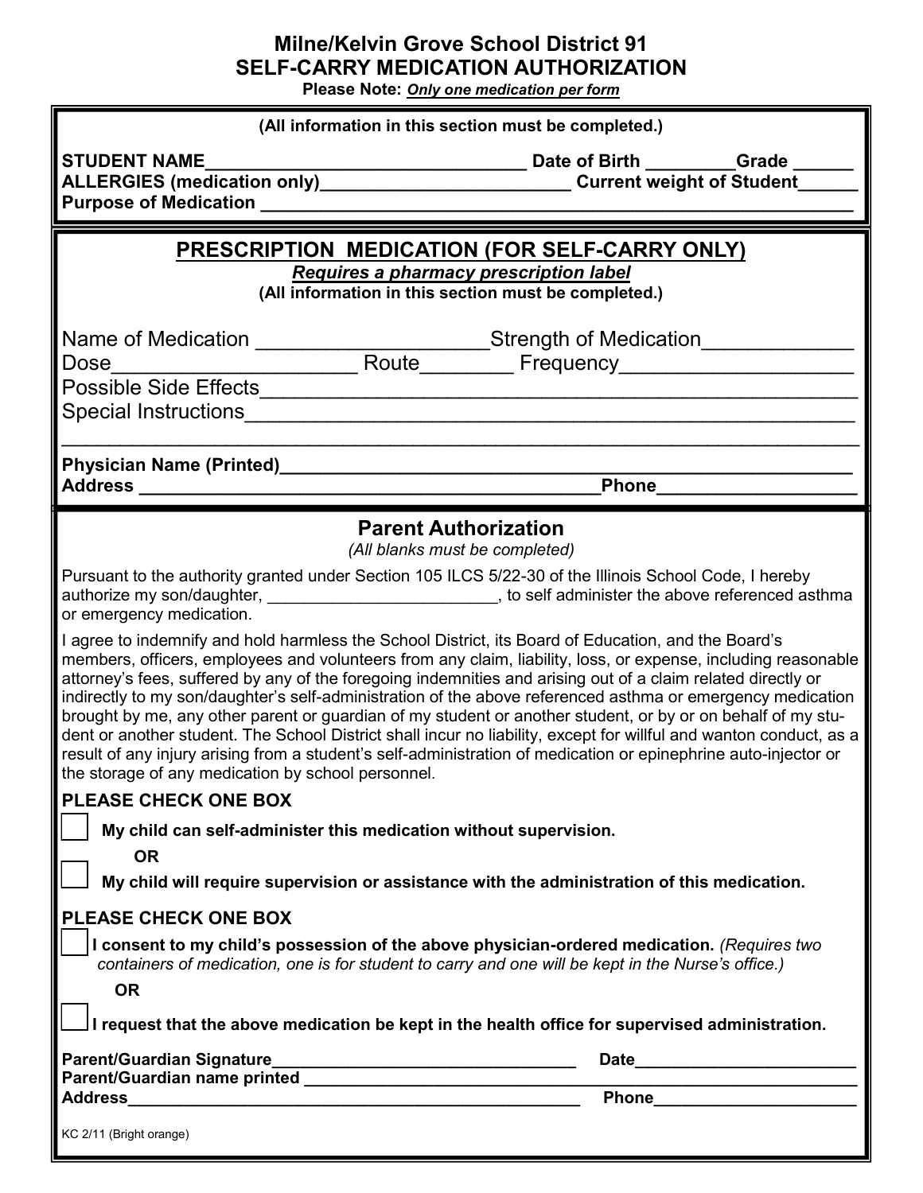# Milne/Kelvin Grove School District 91
## SELF-CARRY MEDICATION AUTHORIZATION

**Please Note:** ***Only one medication per form***

**(All information in this section must be completed.)**

**STUDENT NAME**________________________________ **Date of Birth** ________**Grade** ______
**ALLERGIES (medication only)**________________________ **Current weight of Student**______
**Purpose of Medication** ___________________________________________________________

## PRESCRIPTION MEDICATION (FOR SELF-CARRY ONLY)

***Requires a pharmacy prescription label***

**(All information in this section must be completed.)**

Name of Medication ___________________Strength of Medication____________
Dose_____________________ Route________ Frequency___________________
Possible Side Effects_____________________________________________________
Special Instructions______________________________________________________
_____________________________________________________________________

**Physician Name (Printed)**________________________________________________________
**Address** ___________________________________________**Phone**___________________

## Parent Authorization

*(All blanks must be completed)*

Pursuant to the authority granted under Section 105 ILCS 5/22-30 of the Illinois School Code, I hereby authorize my son/daughter, ________________________, to self administer the above referenced asthma or emergency medication.

I agree to indemnify and hold harmless the School District, its Board of Education, and the Board's members, officers, employees and volunteers from any claim, liability, loss, or expense, including reasonable attorney's fees, suffered by any of the foregoing indemnities and arising out of a claim related directly or indirectly to my son/daughter's self-administration of the above referenced asthma or emergency medication brought by me, any other parent or guardian of my student or another student, or by or on behalf of my student or another student. The School District shall incur no liability, except for willful and wanton conduct, as a result of any injury arising from a student's self-administration of medication or epinephrine auto-injector or the storage of any medication by school personnel.

**PLEASE CHECK ONE BOX**

☐ **My child can self-administer this medication without supervision.**

**OR**

☐ **My child will require supervision or assistance with the administration of this medication.**

**PLEASE CHECK ONE BOX**

☐ **I consent to my child's possession of the above physician-ordered medication.** *(Requires two containers of medication, one is for student to carry and one will be kept in the Nurse's office.)*

**OR**

☐ **I request that the above medication be kept in the health office for supervised administration.**

**Parent/Guardian Signature**_______________________________ **Date**_______________________
**Parent/Guardian name printed** _____________________________________________________
**Address**_______________________________________________ **Phone**____________________

KC 2/11 (Bright orange)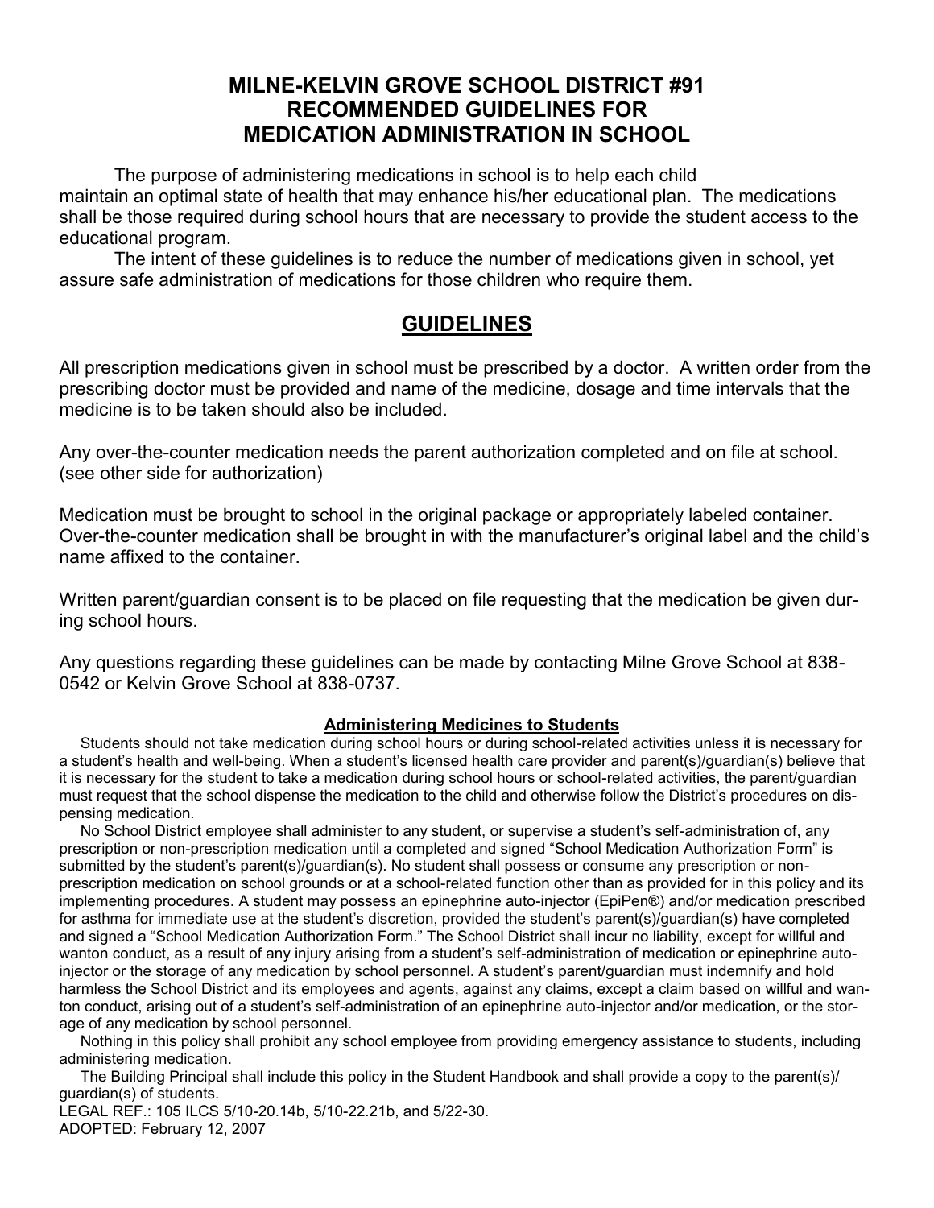# MILNE-KELVIN GROVE SCHOOL DISTRICT #91 RECOMMENDED GUIDELINES FOR MEDICATION ADMINISTRATION IN SCHOOL

The purpose of administering medications in school is to help each child maintain an optimal state of health that may enhance his/her educational plan. The medications shall be those required during school hours that are necessary to provide the student access to the educational program.

The intent of these guidelines is to reduce the number of medications given in school, yet assure safe administration of medications for those children who require them.

## GUIDELINES

All prescription medications given in school must be prescribed by a doctor. A written order from the prescribing doctor must be provided and name of the medicine, dosage and time intervals that the medicine is to be taken should also be included.

Any over-the-counter medication needs the parent authorization completed and on file at school. (see other side for authorization)

Medication must be brought to school in the original package or appropriately labeled container. Over-the-counter medication shall be brought in with the manufacturer's original label and the child's name affixed to the container.

Written parent/guardian consent is to be placed on file requesting that the medication be given during school hours.

Any questions regarding these guidelines can be made by contacting Milne Grove School at 838-0542 or Kelvin Grove School at 838-0737.

### Administering Medicines to Students

Students should not take medication during school hours or during school-related activities unless it is necessary for a student's health and well-being. When a student's licensed health care provider and parent(s)/guardian(s) believe that it is necessary for the student to take a medication during school hours or school-related activities, the parent/guardian must request that the school dispense the medication to the child and otherwise follow the District's procedures on dispensing medication.

No School District employee shall administer to any student, or supervise a student's self-administration of, any prescription or non-prescription medication until a completed and signed "School Medication Authorization Form" is submitted by the student's parent(s)/guardian(s). No student shall possess or consume any prescription or non-prescription medication on school grounds or at a school-related function other than as provided for in this policy and its implementing procedures. A student may possess an epinephrine auto-injector (EpiPen®) and/or medication prescribed for asthma for immediate use at the student's discretion, provided the student's parent(s)/guardian(s) have completed and signed a "School Medication Authorization Form." The School District shall incur no liability, except for willful and wanton conduct, as a result of any injury arising from a student's self-administration of medication or epinephrine auto-injector or the storage of any medication by school personnel. A student's parent/guardian must indemnify and hold harmless the School District and its employees and agents, against any claims, except a claim based on willful and wanton conduct, arising out of a student's self-administration of an epinephrine auto-injector and/or medication, or the storage of any medication by school personnel.

Nothing in this policy shall prohibit any school employee from providing emergency assistance to students, including administering medication.

The Building Principal shall include this policy in the Student Handbook and shall provide a copy to the parent(s)/guardian(s) of students.

LEGAL REF.: 105 ILCS 5/10-20.14b, 5/10-22.21b, and 5/22-30.

ADOPTED: February 12, 2007